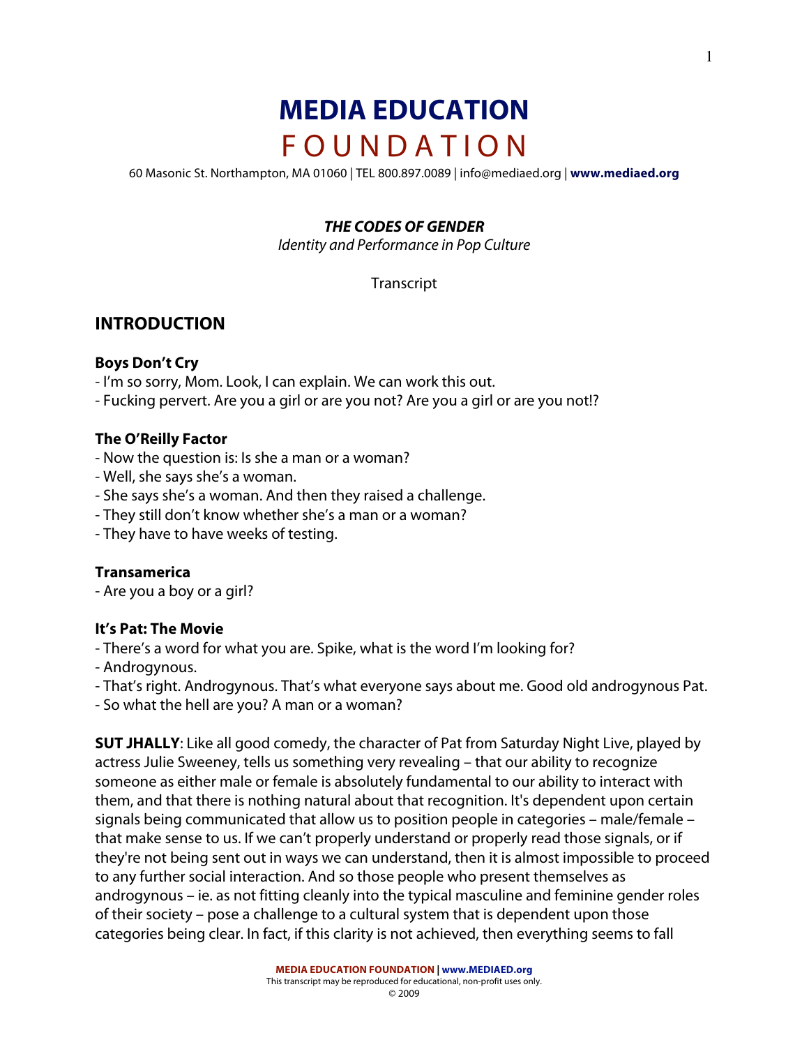# MEDIA EDUCATION FOUNDATION

60 Masonic St. Northampton, MA 01060 | TEL 800.897.0089 | info@mediaed.org | **www.mediaed.org**

***THE CODES OF GENDER***

*Identity and Performance in Pop Culture*

Transcript

## INTRODUCTION

**Boys Don't Cry**

- I'm so sorry, Mom. Look, I can explain. We can work this out.
- Fucking pervert. Are you a girl or are you not? Are you a girl or are you not!?

**The O'Reilly Factor**

- Now the question is: Is she a man or a woman?
- Well, she says she's a woman.
- She says she's a woman. And then they raised a challenge.
- They still don't know whether she's a man or a woman?
- They have to have weeks of testing.

**Transamerica**

- Are you a boy or a girl?

**It's Pat: The Movie**

- There's a word for what you are. Spike, what is the word I'm looking for?
- Androgynous.
- That's right. Androgynous. That's what everyone says about me. Good old androgynous Pat.
- So what the hell are you? A man or a woman?

**SUT JHALLY**: Like all good comedy, the character of Pat from Saturday Night Live, played by actress Julie Sweeney, tells us something very revealing – that our ability to recognize someone as either male or female is absolutely fundamental to our ability to interact with them, and that there is nothing natural about that recognition. It's dependent upon certain signals being communicated that allow us to position people in categories – male/female – that make sense to us. If we can't properly understand or properly read those signals, or if they're not being sent out in ways we can understand, then it is almost impossible to proceed to any further social interaction. And so those people who present themselves as androgynous – ie. as not fitting cleanly into the typical masculine and feminine gender roles of their society – pose a challenge to a cultural system that is dependent upon those categories being clear. In fact, if this clarity is not achieved, then everything seems to fall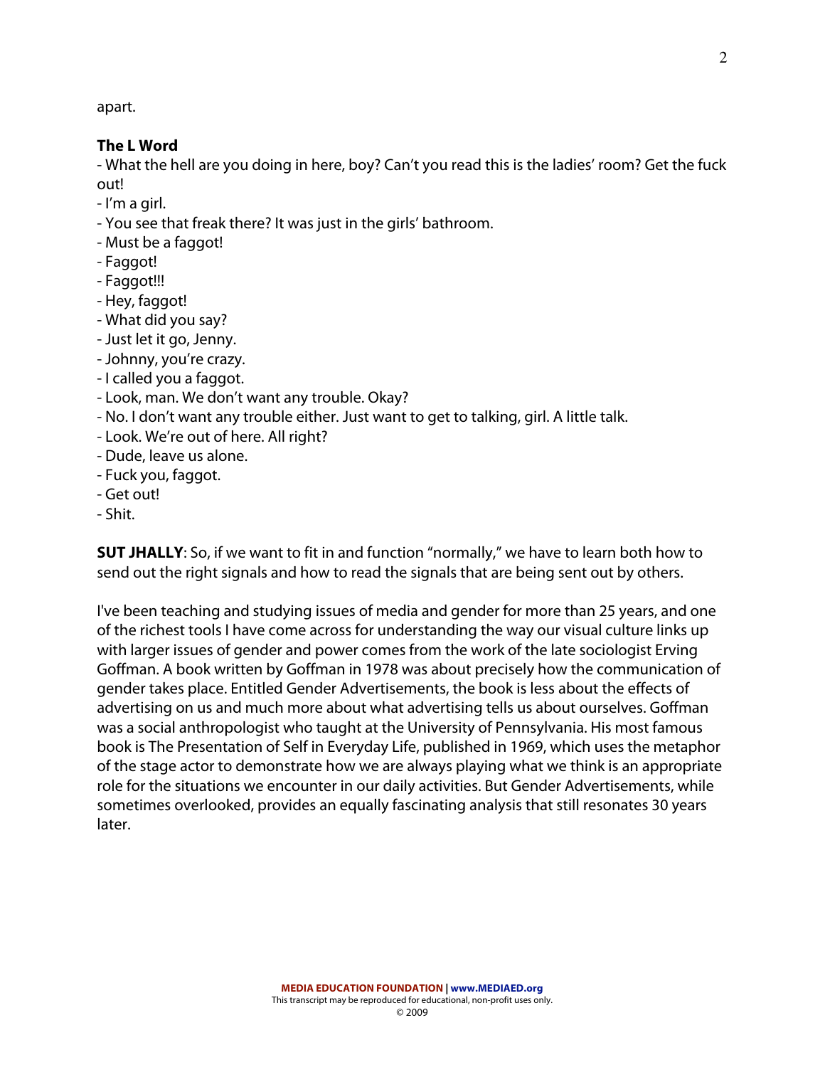apart.

**The L Word**

- What the hell are you doing in here, boy? Can't you read this is the ladies' room? Get the fuck out!
- I'm a girl.
- You see that freak there? It was just in the girls' bathroom.
- Must be a faggot!
- Faggot!
- Faggot!!!
- Hey, faggot!
- What did you say?
- Just let it go, Jenny.
- Johnny, you're crazy.
- I called you a faggot.
- Look, man. We don't want any trouble. Okay?
- No. I don't want any trouble either. Just want to get to talking, girl. A little talk.
- Look. We're out of here. All right?
- Dude, leave us alone.
- Fuck you, faggot.
- Get out!
- Shit.

**SUT JHALLY**: So, if we want to fit in and function "normally," we have to learn both how to send out the right signals and how to read the signals that are being sent out by others.

I've been teaching and studying issues of media and gender for more than 25 years, and one of the richest tools I have come across for understanding the way our visual culture links up with larger issues of gender and power comes from the work of the late sociologist Erving Goffman. A book written by Goffman in 1978 was about precisely how the communication of gender takes place. Entitled Gender Advertisements, the book is less about the effects of advertising on us and much more about what advertising tells us about ourselves. Goffman was a social anthropologist who taught at the University of Pennsylvania. His most famous book is The Presentation of Self in Everyday Life, published in 1969, which uses the metaphor of the stage actor to demonstrate how we are always playing what we think is an appropriate role for the situations we encounter in our daily activities. But Gender Advertisements, while sometimes overlooked, provides an equally fascinating analysis that still resonates 30 years later.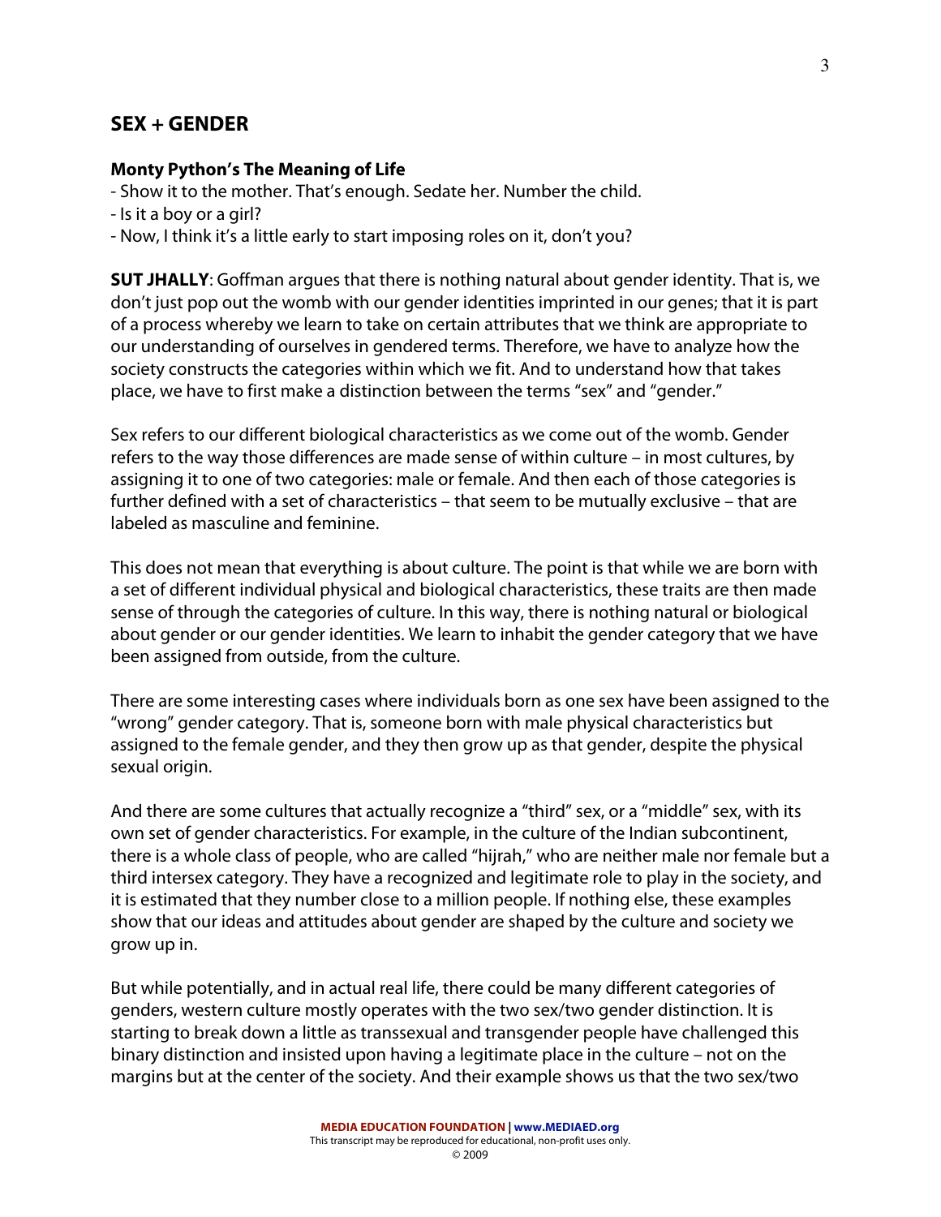## SEX + GENDER

**Monty Python's The Meaning of Life**

- Show it to the mother. That's enough. Sedate her. Number the child.
- Is it a boy or a girl?
- Now, I think it's a little early to start imposing roles on it, don't you?

**SUT JHALLY**: Goffman argues that there is nothing natural about gender identity. That is, we don't just pop out the womb with our gender identities imprinted in our genes; that it is part of a process whereby we learn to take on certain attributes that we think are appropriate to our understanding of ourselves in gendered terms. Therefore, we have to analyze how the society constructs the categories within which we fit. And to understand how that takes place, we have to first make a distinction between the terms "sex" and "gender."

Sex refers to our different biological characteristics as we come out of the womb. Gender refers to the way those differences are made sense of within culture – in most cultures, by assigning it to one of two categories: male or female. And then each of those categories is further defined with a set of characteristics – that seem to be mutually exclusive – that are labeled as masculine and feminine.

This does not mean that everything is about culture. The point is that while we are born with a set of different individual physical and biological characteristics, these traits are then made sense of through the categories of culture. In this way, there is nothing natural or biological about gender or our gender identities. We learn to inhabit the gender category that we have been assigned from outside, from the culture.

There are some interesting cases where individuals born as one sex have been assigned to the "wrong" gender category. That is, someone born with male physical characteristics but assigned to the female gender, and they then grow up as that gender, despite the physical sexual origin.

And there are some cultures that actually recognize a "third" sex, or a "middle" sex, with its own set of gender characteristics. For example, in the culture of the Indian subcontinent, there is a whole class of people, who are called "hijrah," who are neither male nor female but a third intersex category. They have a recognized and legitimate role to play in the society, and it is estimated that they number close to a million people. If nothing else, these examples show that our ideas and attitudes about gender are shaped by the culture and society we grow up in.

But while potentially, and in actual real life, there could be many different categories of genders, western culture mostly operates with the two sex/two gender distinction. It is starting to break down a little as transsexual and transgender people have challenged this binary distinction and insisted upon having a legitimate place in the culture – not on the margins but at the center of the society. And their example shows us that the two sex/two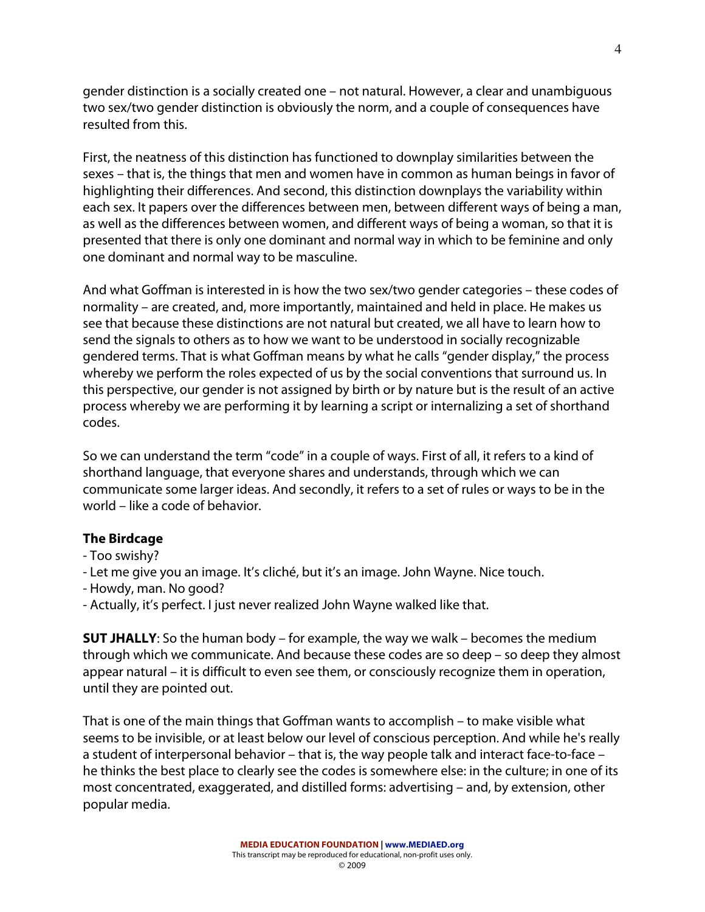gender distinction is a socially created one – not natural. However, a clear and unambiguous two sex/two gender distinction is obviously the norm, and a couple of consequences have resulted from this.

First, the neatness of this distinction has functioned to downplay similarities between the sexes – that is, the things that men and women have in common as human beings in favor of highlighting their differences. And second, this distinction downplays the variability within each sex. It papers over the differences between men, between different ways of being a man, as well as the differences between women, and different ways of being a woman, so that it is presented that there is only one dominant and normal way in which to be feminine and only one dominant and normal way to be masculine.

And what Goffman is interested in is how the two sex/two gender categories – these codes of normality – are created, and, more importantly, maintained and held in place. He makes us see that because these distinctions are not natural but created, we all have to learn how to send the signals to others as to how we want to be understood in socially recognizable gendered terms. That is what Goffman means by what he calls "gender display," the process whereby we perform the roles expected of us by the social conventions that surround us. In this perspective, our gender is not assigned by birth or by nature but is the result of an active process whereby we are performing it by learning a script or internalizing a set of shorthand codes.

So we can understand the term "code" in a couple of ways. First of all, it refers to a kind of shorthand language, that everyone shares and understands, through which we can communicate some larger ideas. And secondly, it refers to a set of rules or ways to be in the world – like a code of behavior.

**The Birdcage**

- Too swishy?
- Let me give you an image. It's cliché, but it's an image. John Wayne. Nice touch.
- Howdy, man. No good?
- Actually, it's perfect. I just never realized John Wayne walked like that.

**SUT JHALLY**: So the human body – for example, the way we walk – becomes the medium through which we communicate. And because these codes are so deep – so deep they almost appear natural – it is difficult to even see them, or consciously recognize them in operation, until they are pointed out.

That is one of the main things that Goffman wants to accomplish – to make visible what seems to be invisible, or at least below our level of conscious perception. And while he's really a student of interpersonal behavior – that is, the way people talk and interact face-to-face – he thinks the best place to clearly see the codes is somewhere else: in the culture; in one of its most concentrated, exaggerated, and distilled forms: advertising – and, by extension, other popular media.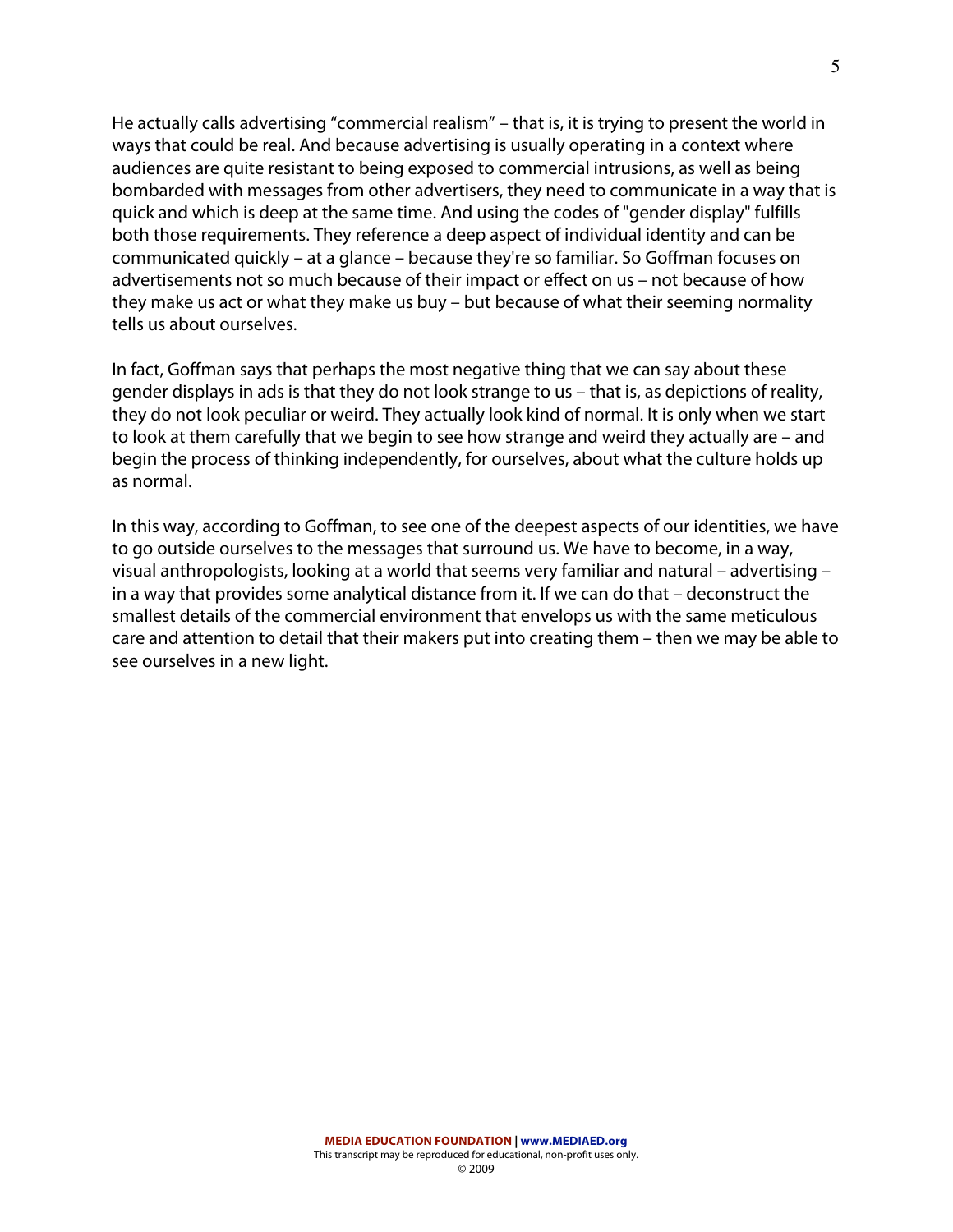He actually calls advertising “commercial realism” – that is, it is trying to present the world in ways that could be real. And because advertising is usually operating in a context where audiences are quite resistant to being exposed to commercial intrusions, as well as being bombarded with messages from other advertisers, they need to communicate in a way that is quick and which is deep at the same time. And using the codes of "gender display" fulfills both those requirements. They reference a deep aspect of individual identity and can be communicated quickly – at a glance – because they're so familiar. So Goffman focuses on advertisements not so much because of their impact or effect on us – not because of how they make us act or what they make us buy – but because of what their seeming normality tells us about ourselves.

In fact, Goffman says that perhaps the most negative thing that we can say about these gender displays in ads is that they do not look strange to us – that is, as depictions of reality, they do not look peculiar or weird. They actually look kind of normal. It is only when we start to look at them carefully that we begin to see how strange and weird they actually are – and begin the process of thinking independently, for ourselves, about what the culture holds up as normal.

In this way, according to Goffman, to see one of the deepest aspects of our identities, we have to go outside ourselves to the messages that surround us. We have to become, in a way, visual anthropologists, looking at a world that seems very familiar and natural – advertising – in a way that provides some analytical distance from it. If we can do that – deconstruct the smallest details of the commercial environment that envelops us with the same meticulous care and attention to detail that their makers put into creating them – then we may be able to see ourselves in a new light.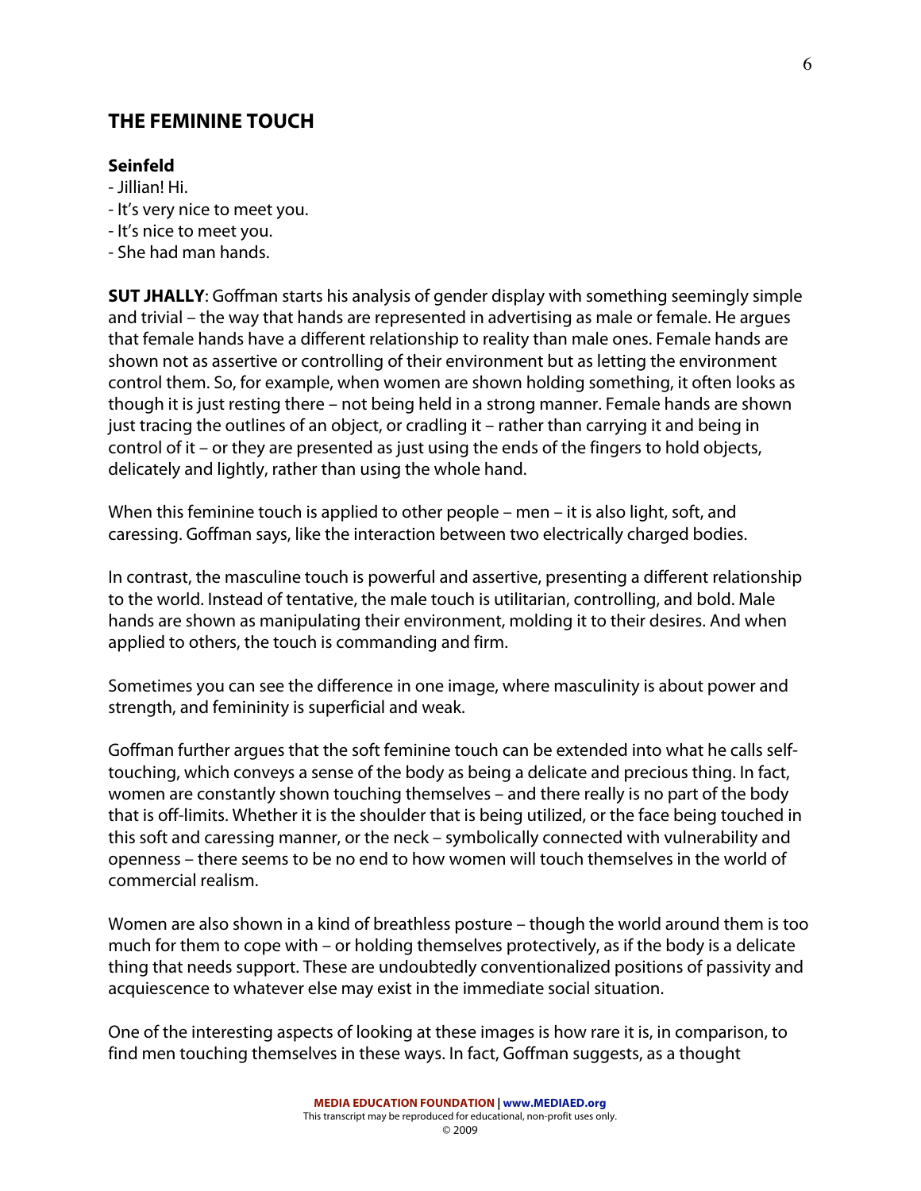## THE FEMININE TOUCH

**Seinfeld**

- Jillian! Hi.
- It's very nice to meet you.
- It's nice to meet you.
- She had man hands.

**SUT JHALLY**: Goffman starts his analysis of gender display with something seemingly simple and trivial – the way that hands are represented in advertising as male or female. He argues that female hands have a different relationship to reality than male ones. Female hands are shown not as assertive or controlling of their environment but as letting the environment control them. So, for example, when women are shown holding something, it often looks as though it is just resting there – not being held in a strong manner. Female hands are shown just tracing the outlines of an object, or cradling it – rather than carrying it and being in control of it – or they are presented as just using the ends of the fingers to hold objects, delicately and lightly, rather than using the whole hand.

When this feminine touch is applied to other people – men – it is also light, soft, and caressing. Goffman says, like the interaction between two electrically charged bodies.

In contrast, the masculine touch is powerful and assertive, presenting a different relationship to the world. Instead of tentative, the male touch is utilitarian, controlling, and bold. Male hands are shown as manipulating their environment, molding it to their desires. And when applied to others, the touch is commanding and firm.

Sometimes you can see the difference in one image, where masculinity is about power and strength, and femininity is superficial and weak.

Goffman further argues that the soft feminine touch can be extended into what he calls self-touching, which conveys a sense of the body as being a delicate and precious thing. In fact, women are constantly shown touching themselves – and there really is no part of the body that is off-limits. Whether it is the shoulder that is being utilized, or the face being touched in this soft and caressing manner, or the neck – symbolically connected with vulnerability and openness – there seems to be no end to how women will touch themselves in the world of commercial realism.

Women are also shown in a kind of breathless posture – though the world around them is too much for them to cope with – or holding themselves protectively, as if the body is a delicate thing that needs support. These are undoubtedly conventionalized positions of passivity and acquiescence to whatever else may exist in the immediate social situation.

One of the interesting aspects of looking at these images is how rare it is, in comparison, to find men touching themselves in these ways. In fact, Goffman suggests, as a thought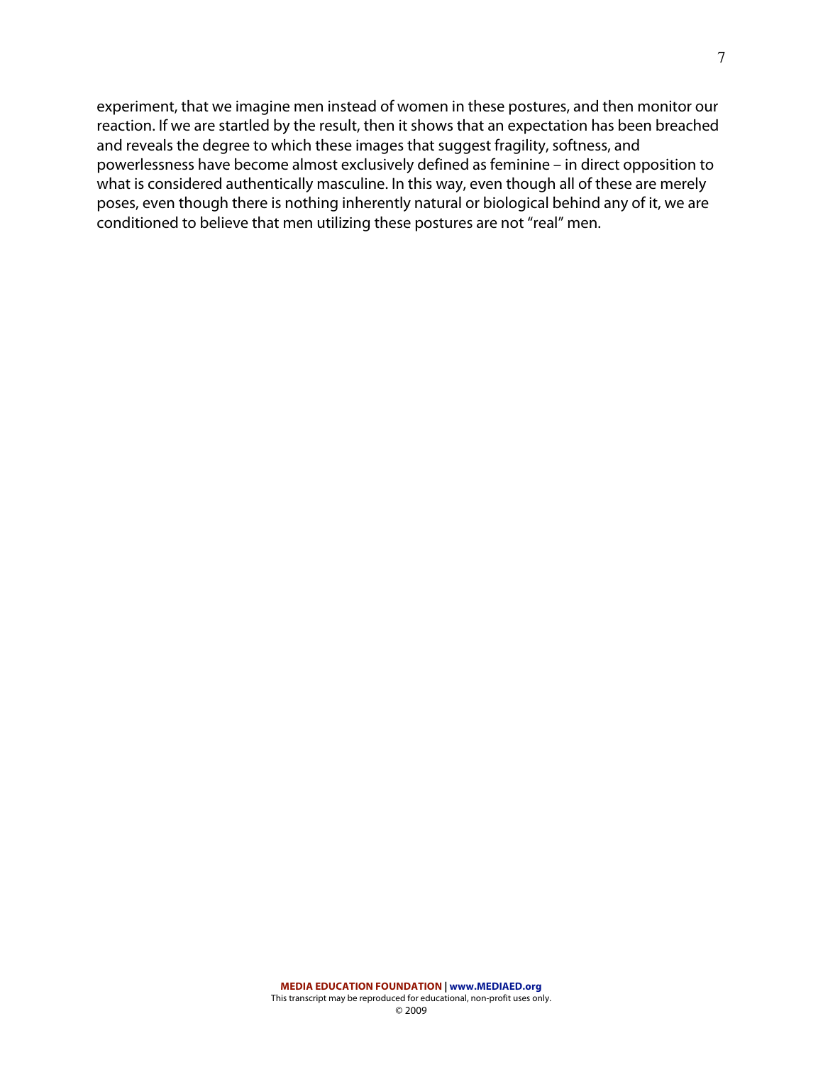experiment, that we imagine men instead of women in these postures, and then monitor our reaction. If we are startled by the result, then it shows that an expectation has been breached and reveals the degree to which these images that suggest fragility, softness, and powerlessness have become almost exclusively defined as feminine – in direct opposition to what is considered authentically masculine. In this way, even though all of these are merely poses, even though there is nothing inherently natural or biological behind any of it, we are conditioned to believe that men utilizing these postures are not "real" men.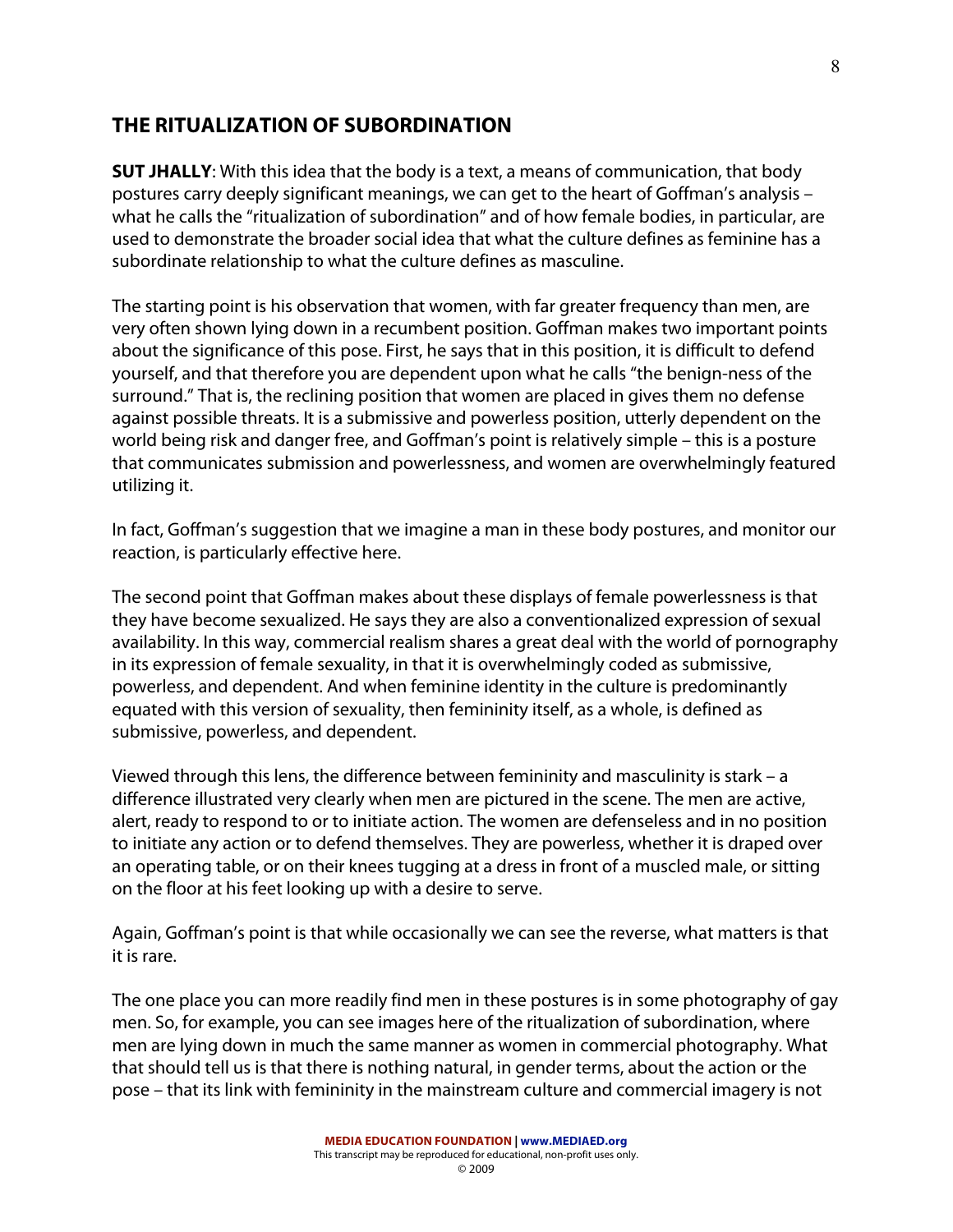## THE RITUALIZATION OF SUBORDINATION

**SUT JHALLY**: With this idea that the body is a text, a means of communication, that body postures carry deeply significant meanings, we can get to the heart of Goffman's analysis – what he calls the "ritualization of subordination" and of how female bodies, in particular, are used to demonstrate the broader social idea that what the culture defines as feminine has a subordinate relationship to what the culture defines as masculine.

The starting point is his observation that women, with far greater frequency than men, are very often shown lying down in a recumbent position. Goffman makes two important points about the significance of this pose. First, he says that in this position, it is difficult to defend yourself, and that therefore you are dependent upon what he calls "the benign-ness of the surround." That is, the reclining position that women are placed in gives them no defense against possible threats. It is a submissive and powerless position, utterly dependent on the world being risk and danger free, and Goffman's point is relatively simple – this is a posture that communicates submission and powerlessness, and women are overwhelmingly featured utilizing it.

In fact, Goffman's suggestion that we imagine a man in these body postures, and monitor our reaction, is particularly effective here.

The second point that Goffman makes about these displays of female powerlessness is that they have become sexualized. He says they are also a conventionalized expression of sexual availability. In this way, commercial realism shares a great deal with the world of pornography in its expression of female sexuality, in that it is overwhelmingly coded as submissive, powerless, and dependent. And when feminine identity in the culture is predominantly equated with this version of sexuality, then femininity itself, as a whole, is defined as submissive, powerless, and dependent.

Viewed through this lens, the difference between femininity and masculinity is stark – a difference illustrated very clearly when men are pictured in the scene. The men are active, alert, ready to respond to or to initiate action. The women are defenseless and in no position to initiate any action or to defend themselves. They are powerless, whether it is draped over an operating table, or on their knees tugging at a dress in front of a muscled male, or sitting on the floor at his feet looking up with a desire to serve.

Again, Goffman's point is that while occasionally we can see the reverse, what matters is that it is rare.

The one place you can more readily find men in these postures is in some photography of gay men. So, for example, you can see images here of the ritualization of subordination, where men are lying down in much the same manner as women in commercial photography. What that should tell us is that there is nothing natural, in gender terms, about the action or the pose – that its link with femininity in the mainstream culture and commercial imagery is not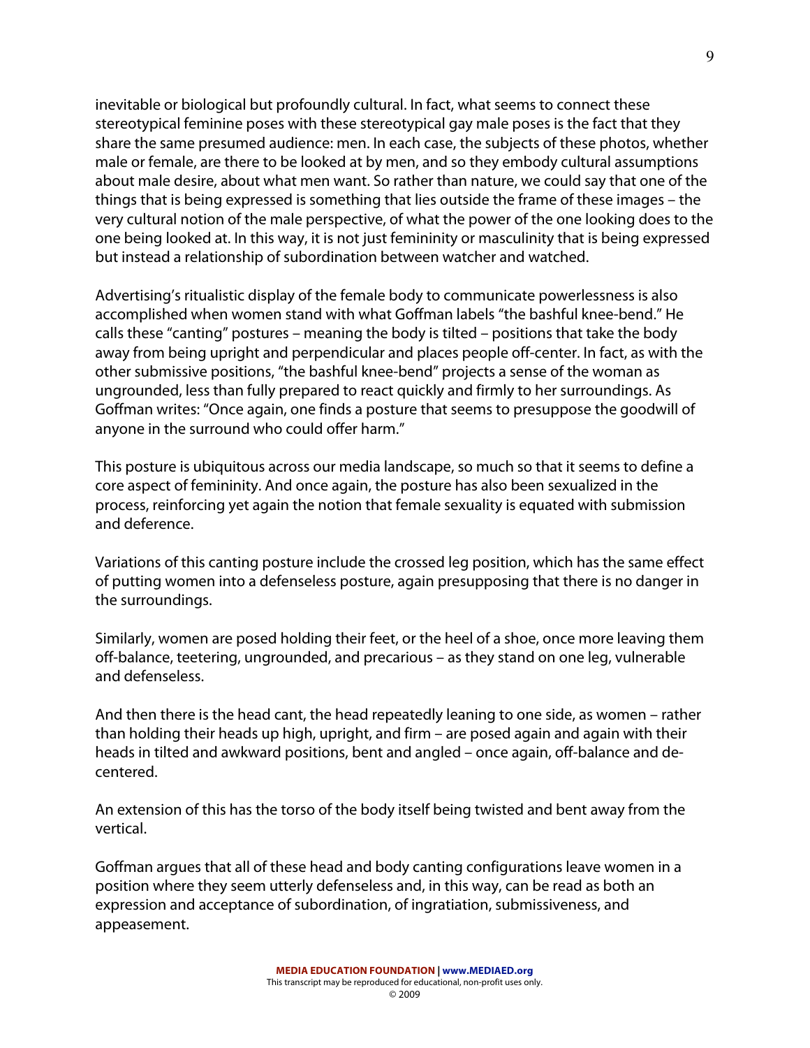inevitable or biological but profoundly cultural. In fact, what seems to connect these stereotypical feminine poses with these stereotypical gay male poses is the fact that they share the same presumed audience: men. In each case, the subjects of these photos, whether male or female, are there to be looked at by men, and so they embody cultural assumptions about male desire, about what men want. So rather than nature, we could say that one of the things that is being expressed is something that lies outside the frame of these images – the very cultural notion of the male perspective, of what the power of the one looking does to the one being looked at. In this way, it is not just femininity or masculinity that is being expressed but instead a relationship of subordination between watcher and watched.

Advertising's ritualistic display of the female body to communicate powerlessness is also accomplished when women stand with what Goffman labels "the bashful knee-bend." He calls these "canting" postures – meaning the body is tilted – positions that take the body away from being upright and perpendicular and places people off-center. In fact, as with the other submissive positions, "the bashful knee-bend" projects a sense of the woman as ungrounded, less than fully prepared to react quickly and firmly to her surroundings. As Goffman writes: "Once again, one finds a posture that seems to presuppose the goodwill of anyone in the surround who could offer harm."

This posture is ubiquitous across our media landscape, so much so that it seems to define a core aspect of femininity. And once again, the posture has also been sexualized in the process, reinforcing yet again the notion that female sexuality is equated with submission and deference.

Variations of this canting posture include the crossed leg position, which has the same effect of putting women into a defenseless posture, again presupposing that there is no danger in the surroundings.

Similarly, women are posed holding their feet, or the heel of a shoe, once more leaving them off-balance, teetering, ungrounded, and precarious – as they stand on one leg, vulnerable and defenseless.

And then there is the head cant, the head repeatedly leaning to one side, as women – rather than holding their heads up high, upright, and firm – are posed again and again with their heads in tilted and awkward positions, bent and angled – once again, off-balance and de-centered.

An extension of this has the torso of the body itself being twisted and bent away from the vertical.

Goffman argues that all of these head and body canting configurations leave women in a position where they seem utterly defenseless and, in this way, can be read as both an expression and acceptance of subordination, of ingratiation, submissiveness, and appeasement.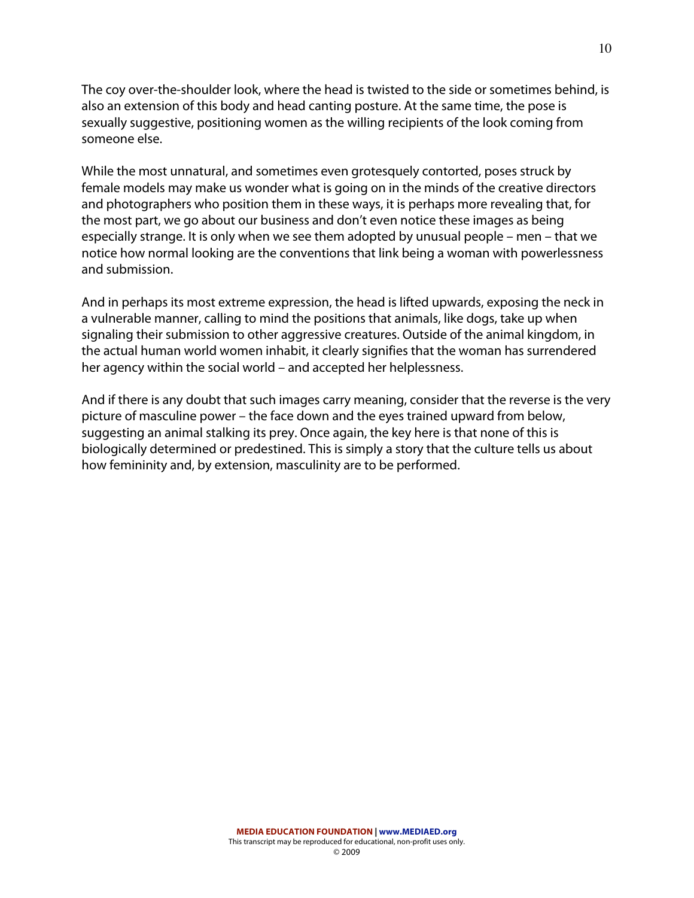The coy over-the-shoulder look, where the head is twisted to the side or sometimes behind, is also an extension of this body and head canting posture. At the same time, the pose is sexually suggestive, positioning women as the willing recipients of the look coming from someone else.

While the most unnatural, and sometimes even grotesquely contorted, poses struck by female models may make us wonder what is going on in the minds of the creative directors and photographers who position them in these ways, it is perhaps more revealing that, for the most part, we go about our business and don't even notice these images as being especially strange. It is only when we see them adopted by unusual people – men – that we notice how normal looking are the conventions that link being a woman with powerlessness and submission.

And in perhaps its most extreme expression, the head is lifted upwards, exposing the neck in a vulnerable manner, calling to mind the positions that animals, like dogs, take up when signaling their submission to other aggressive creatures. Outside of the animal kingdom, in the actual human world women inhabit, it clearly signifies that the woman has surrendered her agency within the social world – and accepted her helplessness.

And if there is any doubt that such images carry meaning, consider that the reverse is the very picture of masculine power – the face down and the eyes trained upward from below, suggesting an animal stalking its prey. Once again, the key here is that none of this is biologically determined or predestined. This is simply a story that the culture tells us about how femininity and, by extension, masculinity are to be performed.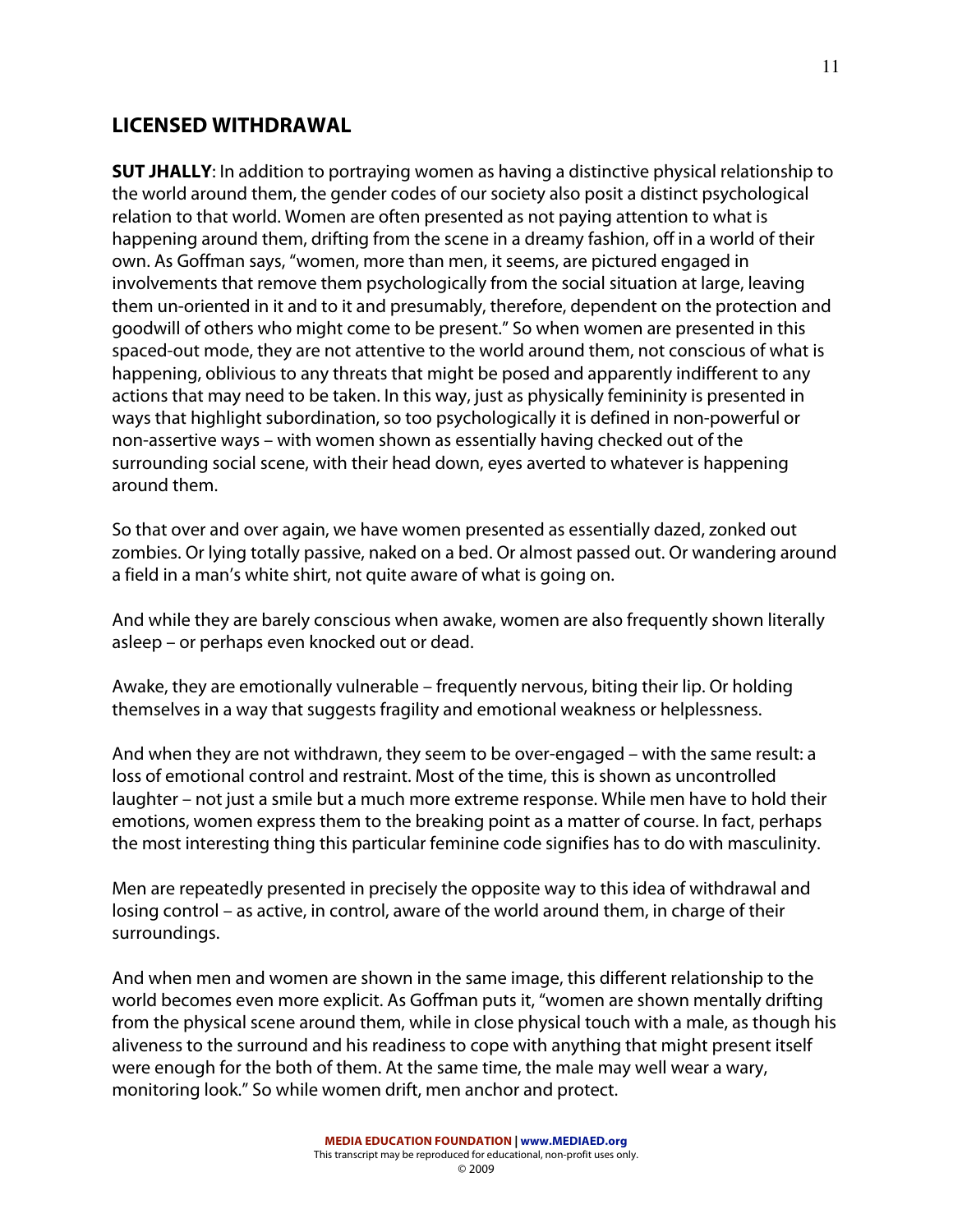## LICENSED WITHDRAWAL

**SUT JHALLY**: In addition to portraying women as having a distinctive physical relationship to the world around them, the gender codes of our society also posit a distinct psychological relation to that world. Women are often presented as not paying attention to what is happening around them, drifting from the scene in a dreamy fashion, off in a world of their own. As Goffman says, "women, more than men, it seems, are pictured engaged in involvements that remove them psychologically from the social situation at large, leaving them un-oriented in it and to it and presumably, therefore, dependent on the protection and goodwill of others who might come to be present." So when women are presented in this spaced-out mode, they are not attentive to the world around them, not conscious of what is happening, oblivious to any threats that might be posed and apparently indifferent to any actions that may need to be taken. In this way, just as physically femininity is presented in ways that highlight subordination, so too psychologically it is defined in non-powerful or non-assertive ways – with women shown as essentially having checked out of the surrounding social scene, with their head down, eyes averted to whatever is happening around them.

So that over and over again, we have women presented as essentially dazed, zonked out zombies. Or lying totally passive, naked on a bed. Or almost passed out. Or wandering around a field in a man's white shirt, not quite aware of what is going on.

And while they are barely conscious when awake, women are also frequently shown literally asleep – or perhaps even knocked out or dead.

Awake, they are emotionally vulnerable – frequently nervous, biting their lip. Or holding themselves in a way that suggests fragility and emotional weakness or helplessness.

And when they are not withdrawn, they seem to be over-engaged – with the same result: a loss of emotional control and restraint. Most of the time, this is shown as uncontrolled laughter – not just a smile but a much more extreme response. While men have to hold their emotions, women express them to the breaking point as a matter of course. In fact, perhaps the most interesting thing this particular feminine code signifies has to do with masculinity.

Men are repeatedly presented in precisely the opposite way to this idea of withdrawal and losing control – as active, in control, aware of the world around them, in charge of their surroundings.

And when men and women are shown in the same image, this different relationship to the world becomes even more explicit. As Goffman puts it, "women are shown mentally drifting from the physical scene around them, while in close physical touch with a male, as though his aliveness to the surround and his readiness to cope with anything that might present itself were enough for the both of them. At the same time, the male may well wear a wary, monitoring look." So while women drift, men anchor and protect.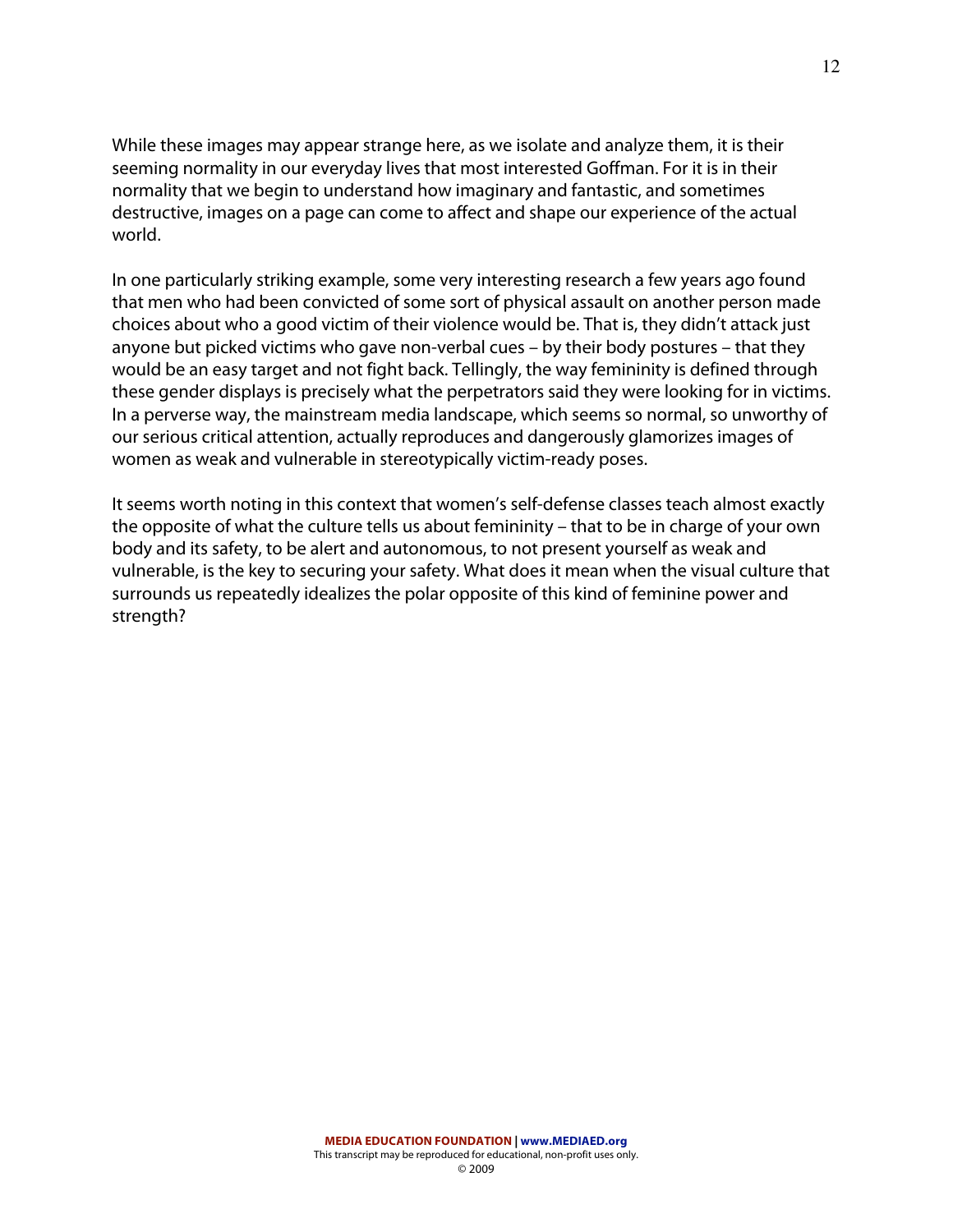While these images may appear strange here, as we isolate and analyze them, it is their seeming normality in our everyday lives that most interested Goffman. For it is in their normality that we begin to understand how imaginary and fantastic, and sometimes destructive, images on a page can come to affect and shape our experience of the actual world.

In one particularly striking example, some very interesting research a few years ago found that men who had been convicted of some sort of physical assault on another person made choices about who a good victim of their violence would be. That is, they didn't attack just anyone but picked victims who gave non-verbal cues – by their body postures – that they would be an easy target and not fight back. Tellingly, the way femininity is defined through these gender displays is precisely what the perpetrators said they were looking for in victims. In a perverse way, the mainstream media landscape, which seems so normal, so unworthy of our serious critical attention, actually reproduces and dangerously glamorizes images of women as weak and vulnerable in stereotypically victim-ready poses.

It seems worth noting in this context that women's self-defense classes teach almost exactly the opposite of what the culture tells us about femininity – that to be in charge of your own body and its safety, to be alert and autonomous, to not present yourself as weak and vulnerable, is the key to securing your safety. What does it mean when the visual culture that surrounds us repeatedly idealizes the polar opposite of this kind of feminine power and strength?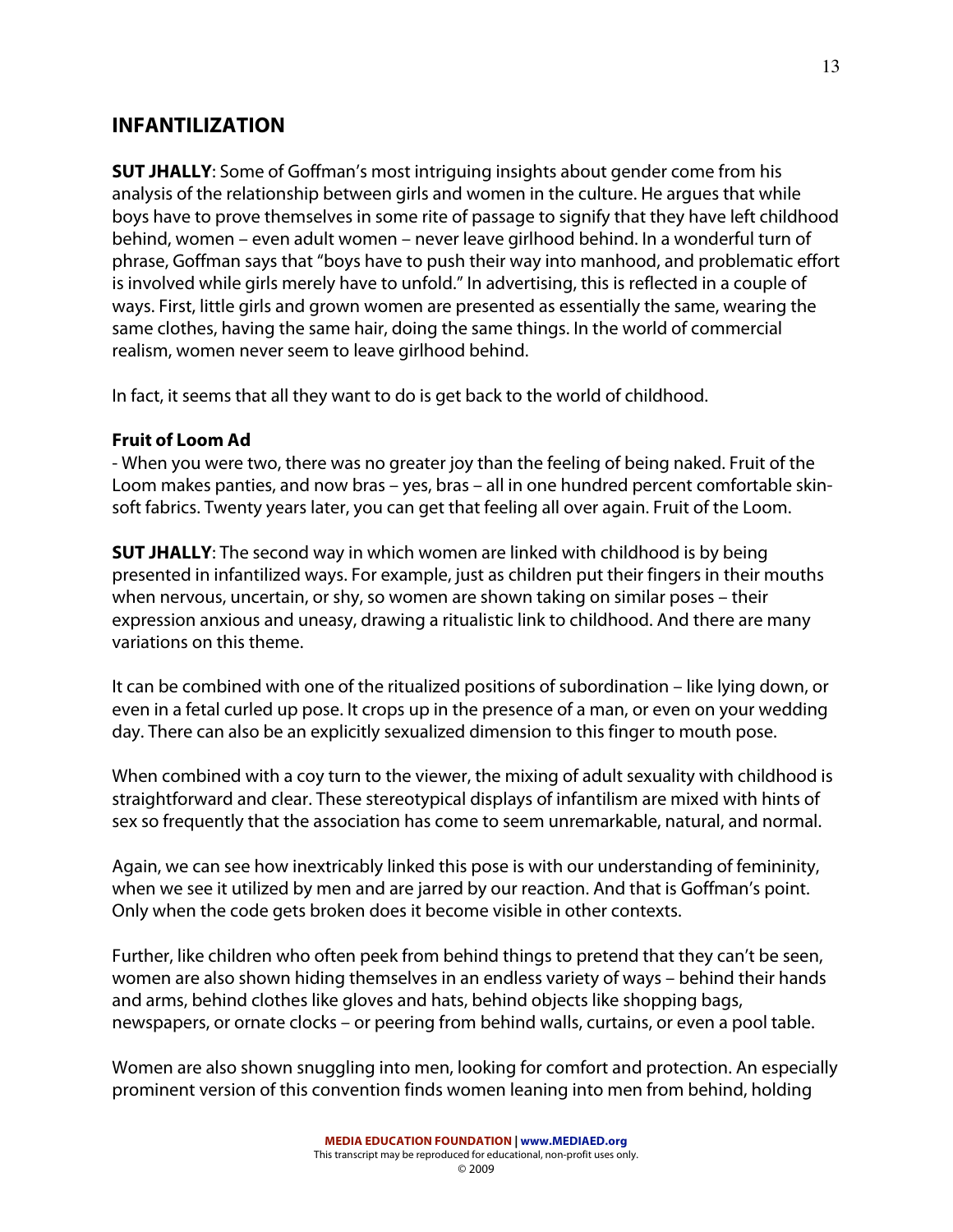## INFANTILIZATION

**SUT JHALLY**: Some of Goffman's most intriguing insights about gender come from his analysis of the relationship between girls and women in the culture. He argues that while boys have to prove themselves in some rite of passage to signify that they have left childhood behind, women – even adult women – never leave girlhood behind. In a wonderful turn of phrase, Goffman says that "boys have to push their way into manhood, and problematic effort is involved while girls merely have to unfold." In advertising, this is reflected in a couple of ways. First, little girls and grown women are presented as essentially the same, wearing the same clothes, having the same hair, doing the same things. In the world of commercial realism, women never seem to leave girlhood behind.

In fact, it seems that all they want to do is get back to the world of childhood.

**Fruit of Loom Ad**
- When you were two, there was no greater joy than the feeling of being naked. Fruit of the Loom makes panties, and now bras – yes, bras – all in one hundred percent comfortable skin-soft fabrics. Twenty years later, you can get that feeling all over again. Fruit of the Loom.

**SUT JHALLY**: The second way in which women are linked with childhood is by being presented in infantilized ways. For example, just as children put their fingers in their mouths when nervous, uncertain, or shy, so women are shown taking on similar poses – their expression anxious and uneasy, drawing a ritualistic link to childhood. And there are many variations on this theme.

It can be combined with one of the ritualized positions of subordination – like lying down, or even in a fetal curled up pose. It crops up in the presence of a man, or even on your wedding day. There can also be an explicitly sexualized dimension to this finger to mouth pose.

When combined with a coy turn to the viewer, the mixing of adult sexuality with childhood is straightforward and clear. These stereotypical displays of infantilism are mixed with hints of sex so frequently that the association has come to seem unremarkable, natural, and normal.

Again, we can see how inextricably linked this pose is with our understanding of femininity, when we see it utilized by men and are jarred by our reaction. And that is Goffman's point. Only when the code gets broken does it become visible in other contexts.

Further, like children who often peek from behind things to pretend that they can't be seen, women are also shown hiding themselves in an endless variety of ways – behind their hands and arms, behind clothes like gloves and hats, behind objects like shopping bags, newspapers, or ornate clocks – or peering from behind walls, curtains, or even a pool table.

Women are also shown snuggling into men, looking for comfort and protection. An especially prominent version of this convention finds women leaning into men from behind, holding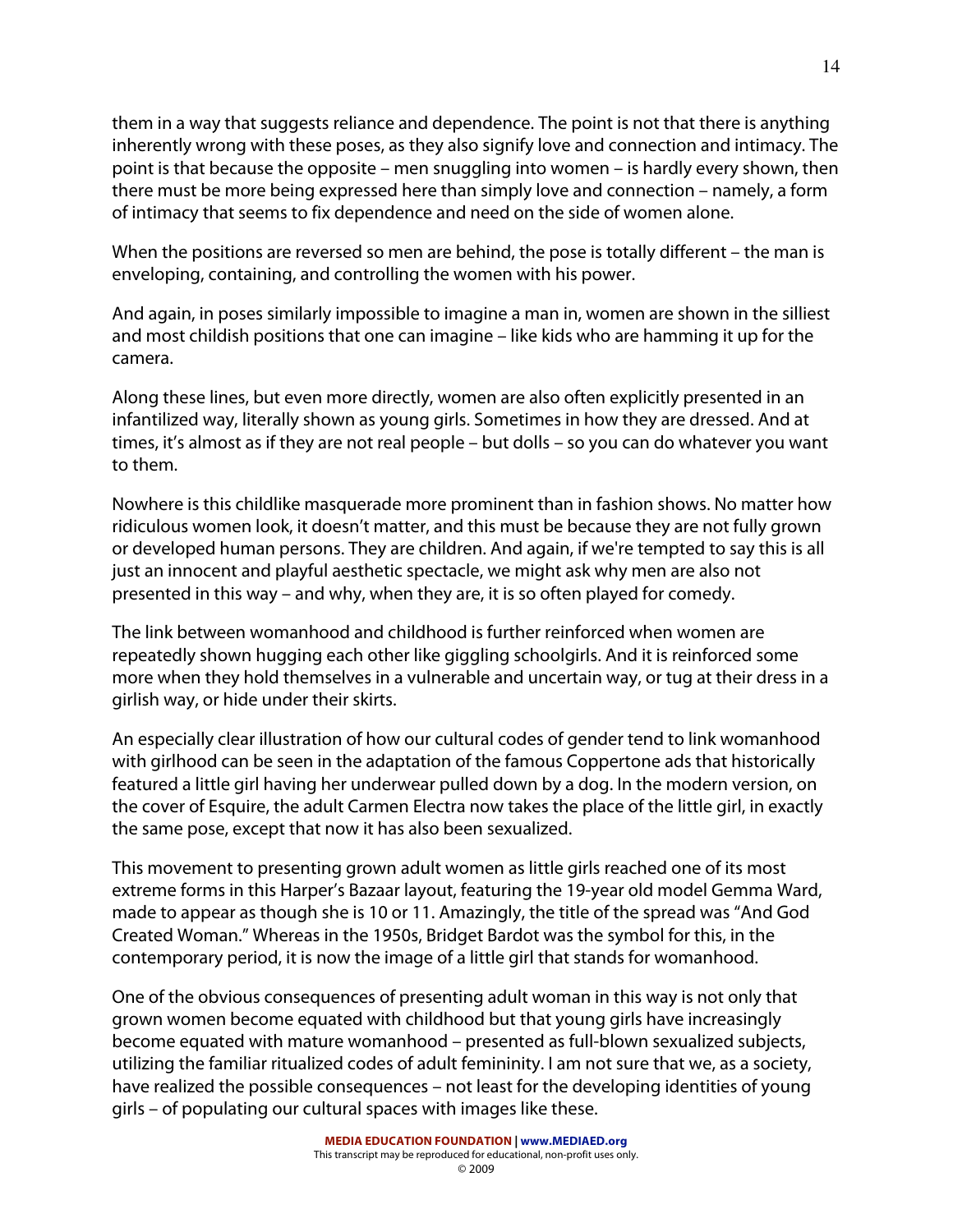them in a way that suggests reliance and dependence. The point is not that there is anything inherently wrong with these poses, as they also signify love and connection and intimacy. The point is that because the opposite – men snuggling into women – is hardly every shown, then there must be more being expressed here than simply love and connection – namely, a form of intimacy that seems to fix dependence and need on the side of women alone.

When the positions are reversed so men are behind, the pose is totally different – the man is enveloping, containing, and controlling the women with his power.

And again, in poses similarly impossible to imagine a man in, women are shown in the silliest and most childish positions that one can imagine – like kids who are hamming it up for the camera.

Along these lines, but even more directly, women are also often explicitly presented in an infantilized way, literally shown as young girls. Sometimes in how they are dressed. And at times, it's almost as if they are not real people – but dolls – so you can do whatever you want to them.

Nowhere is this childlike masquerade more prominent than in fashion shows. No matter how ridiculous women look, it doesn't matter, and this must be because they are not fully grown or developed human persons. They are children. And again, if we're tempted to say this is all just an innocent and playful aesthetic spectacle, we might ask why men are also not presented in this way – and why, when they are, it is so often played for comedy.

The link between womanhood and childhood is further reinforced when women are repeatedly shown hugging each other like giggling schoolgirls. And it is reinforced some more when they hold themselves in a vulnerable and uncertain way, or tug at their dress in a girlish way, or hide under their skirts.

An especially clear illustration of how our cultural codes of gender tend to link womanhood with girlhood can be seen in the adaptation of the famous Coppertone ads that historically featured a little girl having her underwear pulled down by a dog. In the modern version, on the cover of Esquire, the adult Carmen Electra now takes the place of the little girl, in exactly the same pose, except that now it has also been sexualized.

This movement to presenting grown adult women as little girls reached one of its most extreme forms in this Harper's Bazaar layout, featuring the 19-year old model Gemma Ward, made to appear as though she is 10 or 11. Amazingly, the title of the spread was "And God Created Woman." Whereas in the 1950s, Bridget Bardot was the symbol for this, in the contemporary period, it is now the image of a little girl that stands for womanhood.

One of the obvious consequences of presenting adult woman in this way is not only that grown women become equated with childhood but that young girls have increasingly become equated with mature womanhood – presented as full-blown sexualized subjects, utilizing the familiar ritualized codes of adult femininity. I am not sure that we, as a society, have realized the possible consequences – not least for the developing identities of young girls – of populating our cultural spaces with images like these.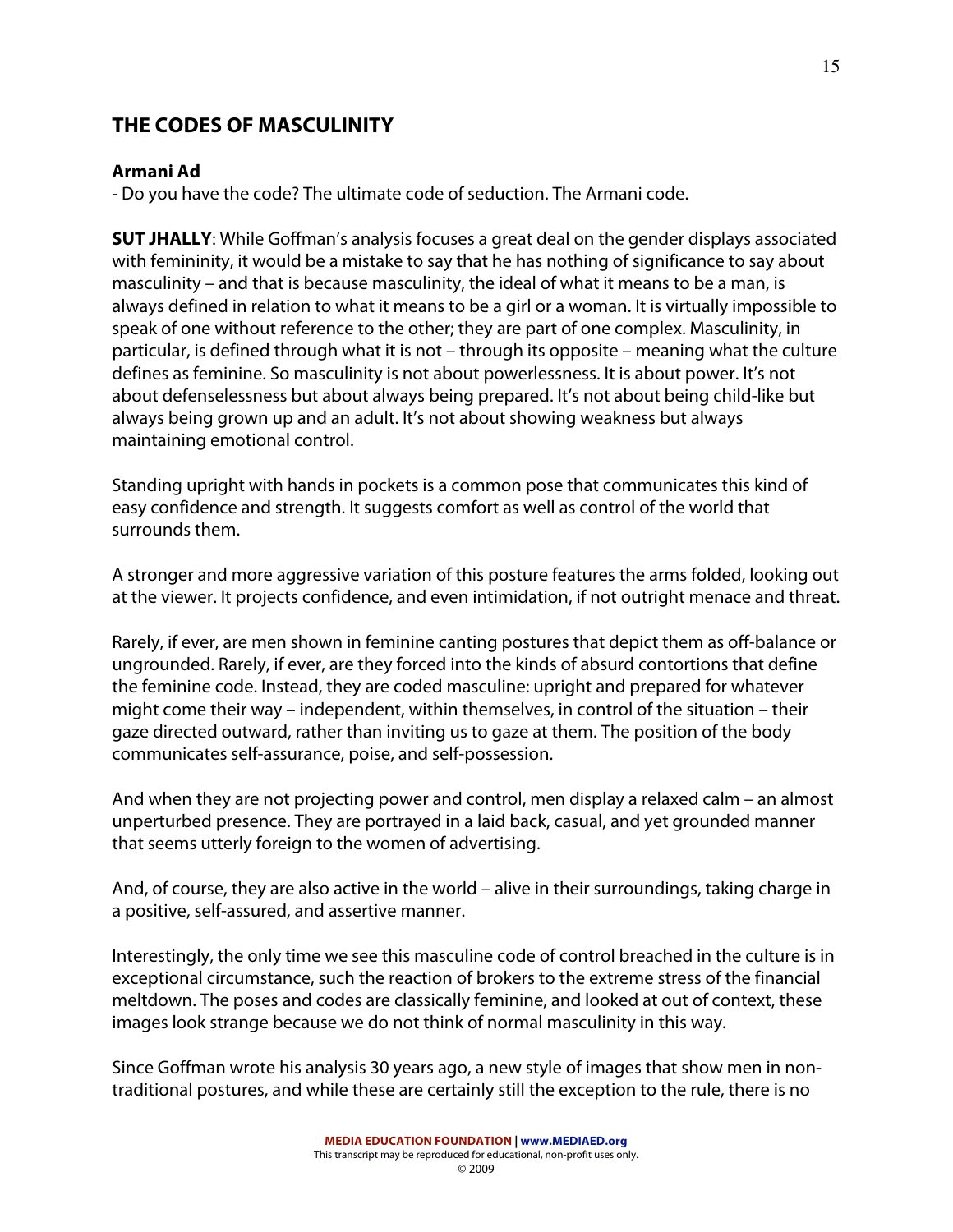## THE CODES OF MASCULINITY

**Armani Ad**

- Do you have the code? The ultimate code of seduction. The Armani code.

**SUT JHALLY**: While Goffman's analysis focuses a great deal on the gender displays associated with femininity, it would be a mistake to say that he has nothing of significance to say about masculinity – and that is because masculinity, the ideal of what it means to be a man, is always defined in relation to what it means to be a girl or a woman. It is virtually impossible to speak of one without reference to the other; they are part of one complex. Masculinity, in particular, is defined through what it is not – through its opposite – meaning what the culture defines as feminine. So masculinity is not about powerlessness. It is about power. It's not about defenselessness but about always being prepared. It's not about being child-like but always being grown up and an adult. It's not about showing weakness but always maintaining emotional control.

Standing upright with hands in pockets is a common pose that communicates this kind of easy confidence and strength. It suggests comfort as well as control of the world that surrounds them.

A stronger and more aggressive variation of this posture features the arms folded, looking out at the viewer. It projects confidence, and even intimidation, if not outright menace and threat.

Rarely, if ever, are men shown in feminine canting postures that depict them as off-balance or ungrounded. Rarely, if ever, are they forced into the kinds of absurd contortions that define the feminine code. Instead, they are coded masculine: upright and prepared for whatever might come their way – independent, within themselves, in control of the situation – their gaze directed outward, rather than inviting us to gaze at them. The position of the body communicates self-assurance, poise, and self-possession.

And when they are not projecting power and control, men display a relaxed calm – an almost unperturbed presence. They are portrayed in a laid back, casual, and yet grounded manner that seems utterly foreign to the women of advertising.

And, of course, they are also active in the world – alive in their surroundings, taking charge in a positive, self-assured, and assertive manner.

Interestingly, the only time we see this masculine code of control breached in the culture is in exceptional circumstance, such the reaction of brokers to the extreme stress of the financial meltdown. The poses and codes are classically feminine, and looked at out of context, these images look strange because we do not think of normal masculinity in this way.

Since Goffman wrote his analysis 30 years ago, a new style of images that show men in non-traditional postures, and while these are certainly still the exception to the rule, there is no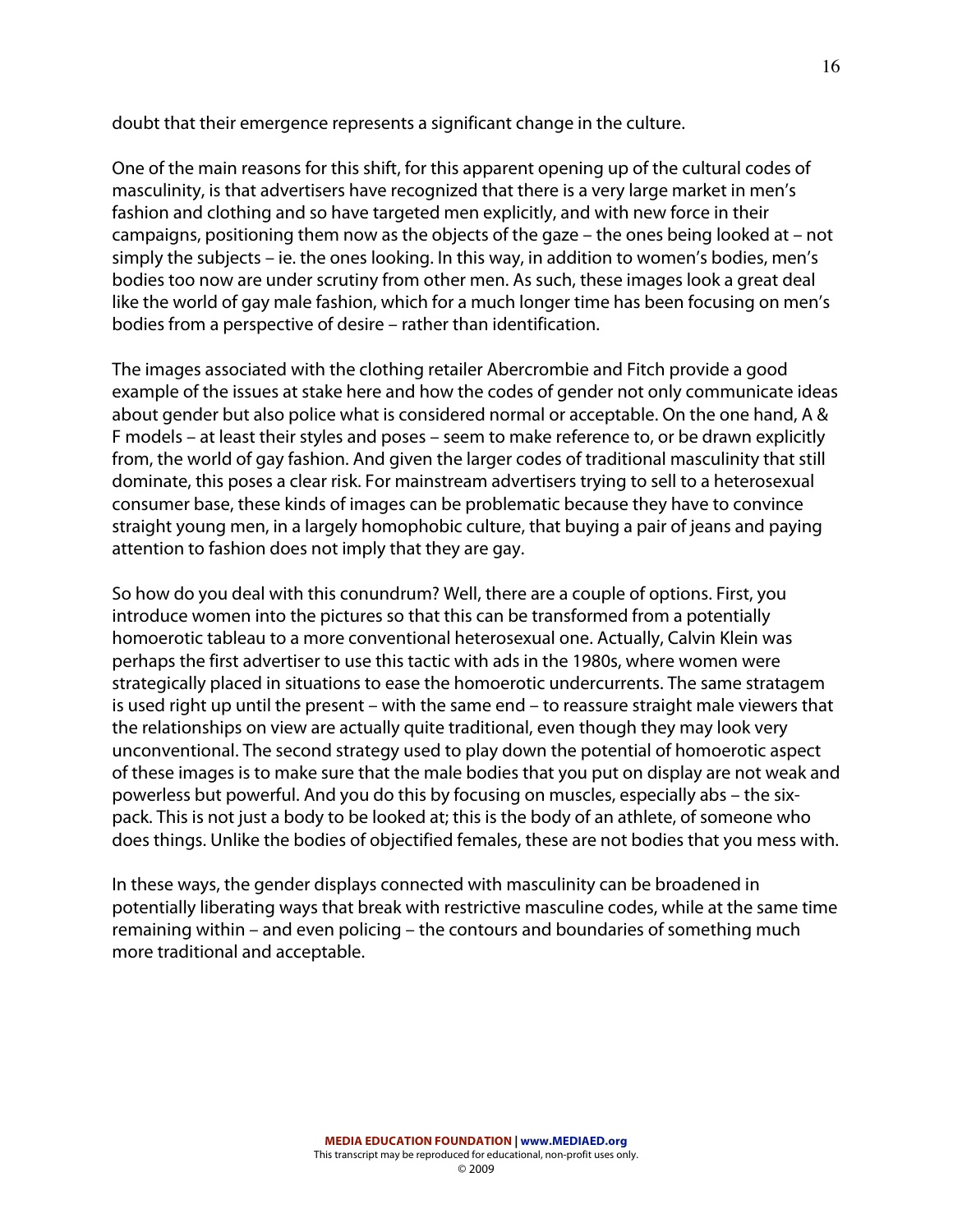doubt that their emergence represents a significant change in the culture.

One of the main reasons for this shift, for this apparent opening up of the cultural codes of masculinity, is that advertisers have recognized that there is a very large market in men's fashion and clothing and so have targeted men explicitly, and with new force in their campaigns, positioning them now as the objects of the gaze – the ones being looked at – not simply the subjects – ie. the ones looking. In this way, in addition to women's bodies, men's bodies too now are under scrutiny from other men. As such, these images look a great deal like the world of gay male fashion, which for a much longer time has been focusing on men's bodies from a perspective of desire – rather than identification.

The images associated with the clothing retailer Abercrombie and Fitch provide a good example of the issues at stake here and how the codes of gender not only communicate ideas about gender but also police what is considered normal or acceptable. On the one hand, A & F models – at least their styles and poses – seem to make reference to, or be drawn explicitly from, the world of gay fashion. And given the larger codes of traditional masculinity that still dominate, this poses a clear risk. For mainstream advertisers trying to sell to a heterosexual consumer base, these kinds of images can be problematic because they have to convince straight young men, in a largely homophobic culture, that buying a pair of jeans and paying attention to fashion does not imply that they are gay.

So how do you deal with this conundrum? Well, there are a couple of options. First, you introduce women into the pictures so that this can be transformed from a potentially homoerotic tableau to a more conventional heterosexual one. Actually, Calvin Klein was perhaps the first advertiser to use this tactic with ads in the 1980s, where women were strategically placed in situations to ease the homoerotic undercurrents. The same stratagem is used right up until the present – with the same end – to reassure straight male viewers that the relationships on view are actually quite traditional, even though they may look very unconventional. The second strategy used to play down the potential of homoerotic aspect of these images is to make sure that the male bodies that you put on display are not weak and powerless but powerful. And you do this by focusing on muscles, especially abs – the six-pack. This is not just a body to be looked at; this is the body of an athlete, of someone who does things. Unlike the bodies of objectified females, these are not bodies that you mess with.

In these ways, the gender displays connected with masculinity can be broadened in potentially liberating ways that break with restrictive masculine codes, while at the same time remaining within – and even policing – the contours and boundaries of something much more traditional and acceptable.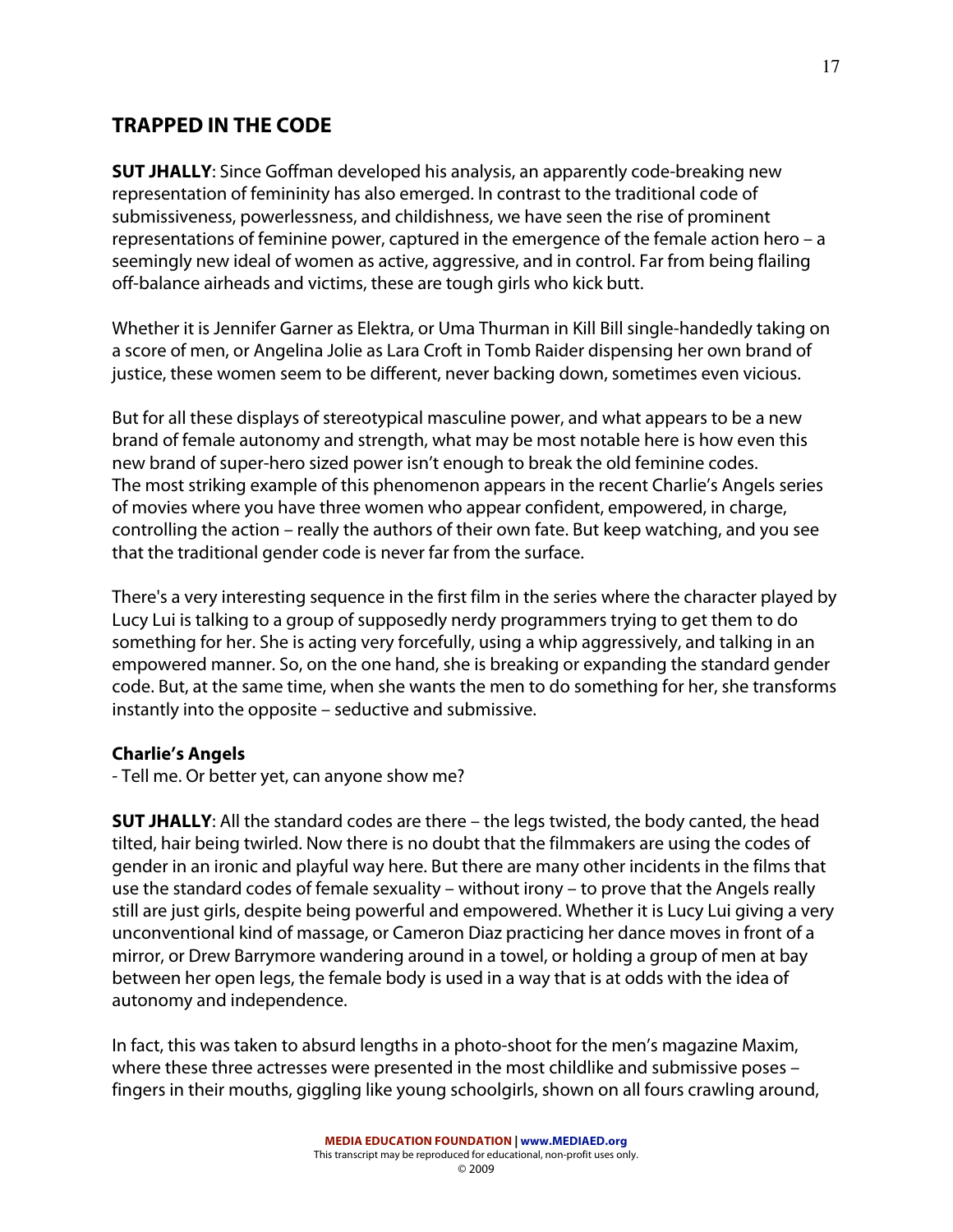## TRAPPED IN THE CODE

**SUT JHALLY**: Since Goffman developed his analysis, an apparently code-breaking new representation of femininity has also emerged. In contrast to the traditional code of submissiveness, powerlessness, and childishness, we have seen the rise of prominent representations of feminine power, captured in the emergence of the female action hero – a seemingly new ideal of women as active, aggressive, and in control. Far from being flailing off-balance airheads and victims, these are tough girls who kick butt.

Whether it is Jennifer Garner as Elektra, or Uma Thurman in Kill Bill single-handedly taking on a score of men, or Angelina Jolie as Lara Croft in Tomb Raider dispensing her own brand of justice, these women seem to be different, never backing down, sometimes even vicious.

But for all these displays of stereotypical masculine power, and what appears to be a new brand of female autonomy and strength, what may be most notable here is how even this new brand of super-hero sized power isn't enough to break the old feminine codes. The most striking example of this phenomenon appears in the recent Charlie's Angels series of movies where you have three women who appear confident, empowered, in charge, controlling the action – really the authors of their own fate. But keep watching, and you see that the traditional gender code is never far from the surface.

There's a very interesting sequence in the first film in the series where the character played by Lucy Lui is talking to a group of supposedly nerdy programmers trying to get them to do something for her. She is acting very forcefully, using a whip aggressively, and talking in an empowered manner. So, on the one hand, she is breaking or expanding the standard gender code. But, at the same time, when she wants the men to do something for her, she transforms instantly into the opposite – seductive and submissive.

**Charlie's Angels**
- Tell me. Or better yet, can anyone show me?

**SUT JHALLY**: All the standard codes are there – the legs twisted, the body canted, the head tilted, hair being twirled. Now there is no doubt that the filmmakers are using the codes of gender in an ironic and playful way here. But there are many other incidents in the films that use the standard codes of female sexuality – without irony – to prove that the Angels really still are just girls, despite being powerful and empowered. Whether it is Lucy Lui giving a very unconventional kind of massage, or Cameron Diaz practicing her dance moves in front of a mirror, or Drew Barrymore wandering around in a towel, or holding a group of men at bay between her open legs, the female body is used in a way that is at odds with the idea of autonomy and independence.

In fact, this was taken to absurd lengths in a photo-shoot for the men's magazine Maxim, where these three actresses were presented in the most childlike and submissive poses – fingers in their mouths, giggling like young schoolgirls, shown on all fours crawling around,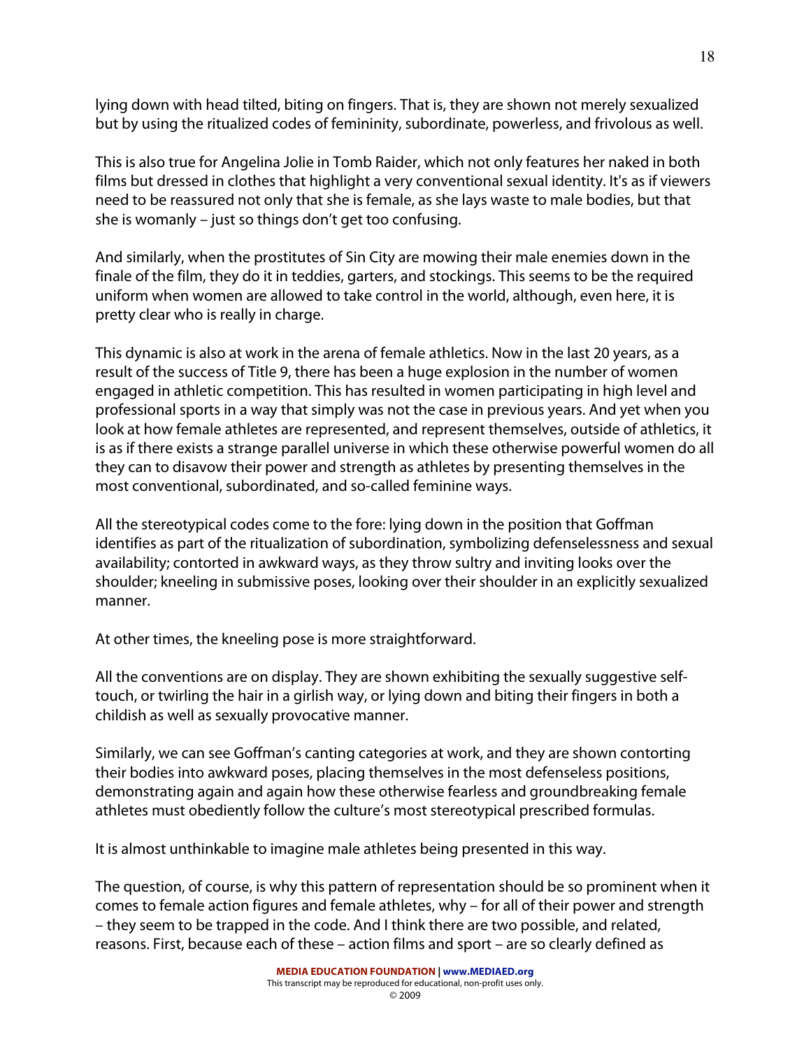lying down with head tilted, biting on fingers. That is, they are shown not merely sexualized but by using the ritualized codes of femininity, subordinate, powerless, and frivolous as well.

This is also true for Angelina Jolie in Tomb Raider, which not only features her naked in both films but dressed in clothes that highlight a very conventional sexual identity. It's as if viewers need to be reassured not only that she is female, as she lays waste to male bodies, but that she is womanly – just so things don't get too confusing.

And similarly, when the prostitutes of Sin City are mowing their male enemies down in the finale of the film, they do it in teddies, garters, and stockings. This seems to be the required uniform when women are allowed to take control in the world, although, even here, it is pretty clear who is really in charge.

This dynamic is also at work in the arena of female athletics. Now in the last 20 years, as a result of the success of Title 9, there has been a huge explosion in the number of women engaged in athletic competition. This has resulted in women participating in high level and professional sports in a way that simply was not the case in previous years. And yet when you look at how female athletes are represented, and represent themselves, outside of athletics, it is as if there exists a strange parallel universe in which these otherwise powerful women do all they can to disavow their power and strength as athletes by presenting themselves in the most conventional, subordinated, and so-called feminine ways.

All the stereotypical codes come to the fore: lying down in the position that Goffman identifies as part of the ritualization of subordination, symbolizing defenselessness and sexual availability; contorted in awkward ways, as they throw sultry and inviting looks over the shoulder; kneeling in submissive poses, looking over their shoulder in an explicitly sexualized manner.

At other times, the kneeling pose is more straightforward.

All the conventions are on display. They are shown exhibiting the sexually suggestive self-touch, or twirling the hair in a girlish way, or lying down and biting their fingers in both a childish as well as sexually provocative manner.

Similarly, we can see Goffman's canting categories at work, and they are shown contorting their bodies into awkward poses, placing themselves in the most defenseless positions, demonstrating again and again how these otherwise fearless and groundbreaking female athletes must obediently follow the culture's most stereotypical prescribed formulas.

It is almost unthinkable to imagine male athletes being presented in this way.

The question, of course, is why this pattern of representation should be so prominent when it comes to female action figures and female athletes, why – for all of their power and strength – they seem to be trapped in the code. And I think there are two possible, and related, reasons. First, because each of these – action films and sport – are so clearly defined as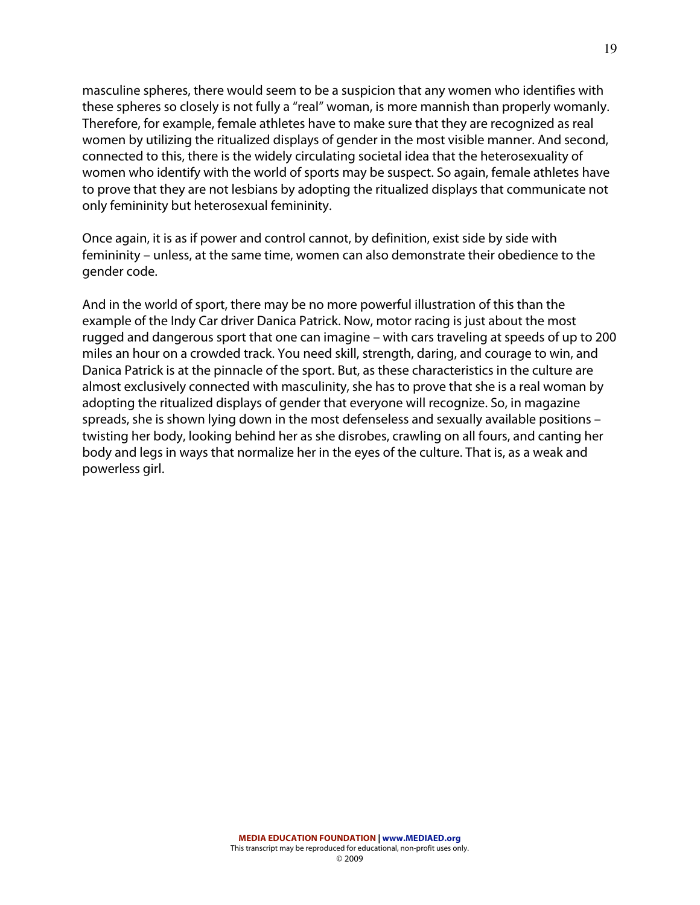masculine spheres, there would seem to be a suspicion that any women who identifies with these spheres so closely is not fully a "real" woman, is more mannish than properly womanly. Therefore, for example, female athletes have to make sure that they are recognized as real women by utilizing the ritualized displays of gender in the most visible manner. And second, connected to this, there is the widely circulating societal idea that the heterosexuality of women who identify with the world of sports may be suspect. So again, female athletes have to prove that they are not lesbians by adopting the ritualized displays that communicate not only femininity but heterosexual femininity.

Once again, it is as if power and control cannot, by definition, exist side by side with femininity – unless, at the same time, women can also demonstrate their obedience to the gender code.

And in the world of sport, there may be no more powerful illustration of this than the example of the Indy Car driver Danica Patrick. Now, motor racing is just about the most rugged and dangerous sport that one can imagine – with cars traveling at speeds of up to 200 miles an hour on a crowded track. You need skill, strength, daring, and courage to win, and Danica Patrick is at the pinnacle of the sport. But, as these characteristics in the culture are almost exclusively connected with masculinity, she has to prove that she is a real woman by adopting the ritualized displays of gender that everyone will recognize. So, in magazine spreads, she is shown lying down in the most defenseless and sexually available positions – twisting her body, looking behind her as she disrobes, crawling on all fours, and canting her body and legs in ways that normalize her in the eyes of the culture. That is, as a weak and powerless girl.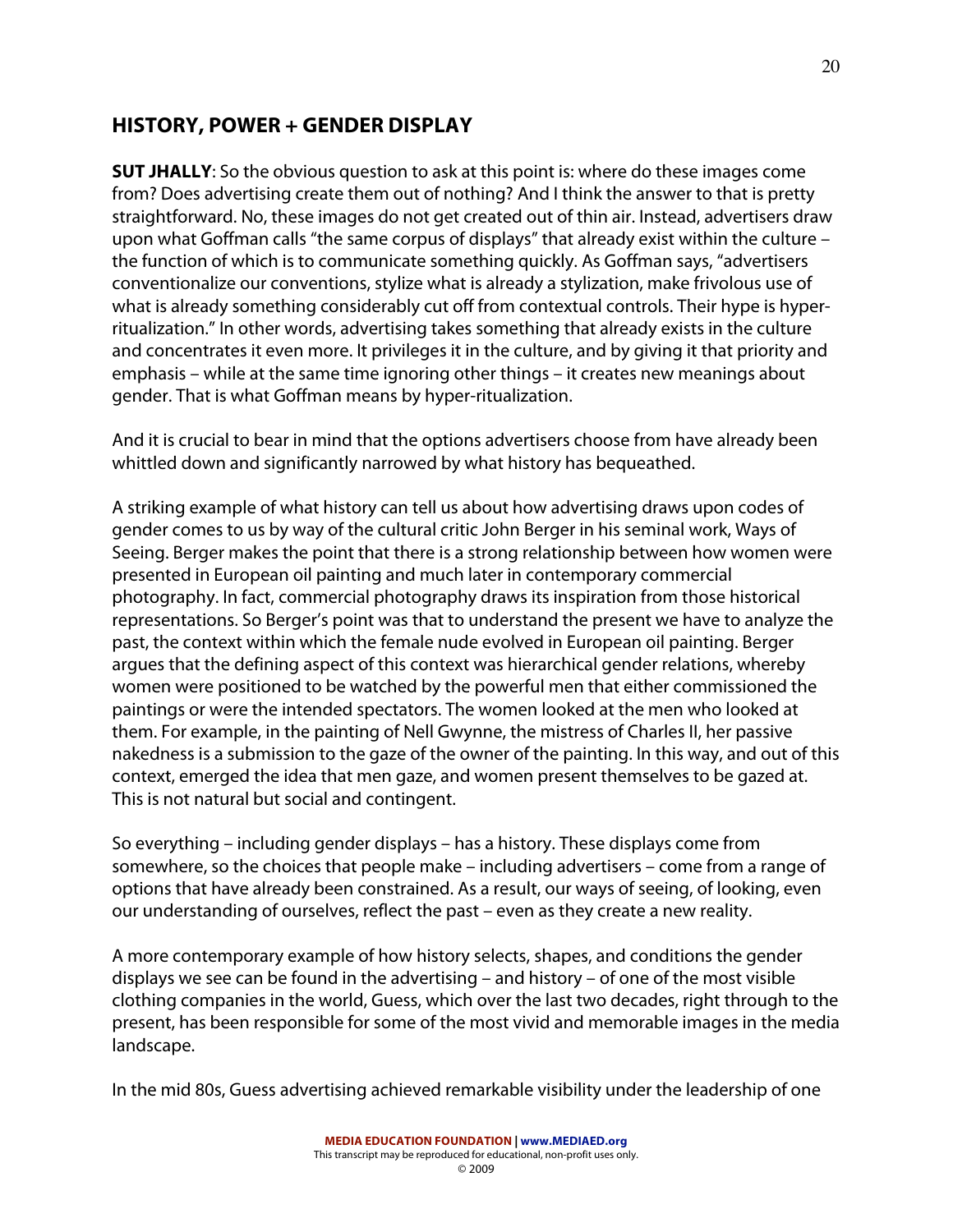## HISTORY, POWER + GENDER DISPLAY

**SUT JHALLY**: So the obvious question to ask at this point is: where do these images come from? Does advertising create them out of nothing? And I think the answer to that is pretty straightforward. No, these images do not get created out of thin air. Instead, advertisers draw upon what Goffman calls "the same corpus of displays" that already exist within the culture – the function of which is to communicate something quickly. As Goffman says, "advertisers conventionalize our conventions, stylize what is already a stylization, make frivolous use of what is already something considerably cut off from contextual controls. Their hype is hyper-ritualization." In other words, advertising takes something that already exists in the culture and concentrates it even more. It privileges it in the culture, and by giving it that priority and emphasis – while at the same time ignoring other things – it creates new meanings about gender. That is what Goffman means by hyper-ritualization.

And it is crucial to bear in mind that the options advertisers choose from have already been whittled down and significantly narrowed by what history has bequeathed.

A striking example of what history can tell us about how advertising draws upon codes of gender comes to us by way of the cultural critic John Berger in his seminal work, Ways of Seeing. Berger makes the point that there is a strong relationship between how women were presented in European oil painting and much later in contemporary commercial photography. In fact, commercial photography draws its inspiration from those historical representations. So Berger's point was that to understand the present we have to analyze the past, the context within which the female nude evolved in European oil painting. Berger argues that the defining aspect of this context was hierarchical gender relations, whereby women were positioned to be watched by the powerful men that either commissioned the paintings or were the intended spectators. The women looked at the men who looked at them. For example, in the painting of Nell Gwynne, the mistress of Charles II, her passive nakedness is a submission to the gaze of the owner of the painting. In this way, and out of this context, emerged the idea that men gaze, and women present themselves to be gazed at. This is not natural but social and contingent.

So everything – including gender displays – has a history. These displays come from somewhere, so the choices that people make – including advertisers – come from a range of options that have already been constrained. As a result, our ways of seeing, of looking, even our understanding of ourselves, reflect the past – even as they create a new reality.

A more contemporary example of how history selects, shapes, and conditions the gender displays we see can be found in the advertising – and history – of one of the most visible clothing companies in the world, Guess, which over the last two decades, right through to the present, has been responsible for some of the most vivid and memorable images in the media landscape.

In the mid 80s, Guess advertising achieved remarkable visibility under the leadership of one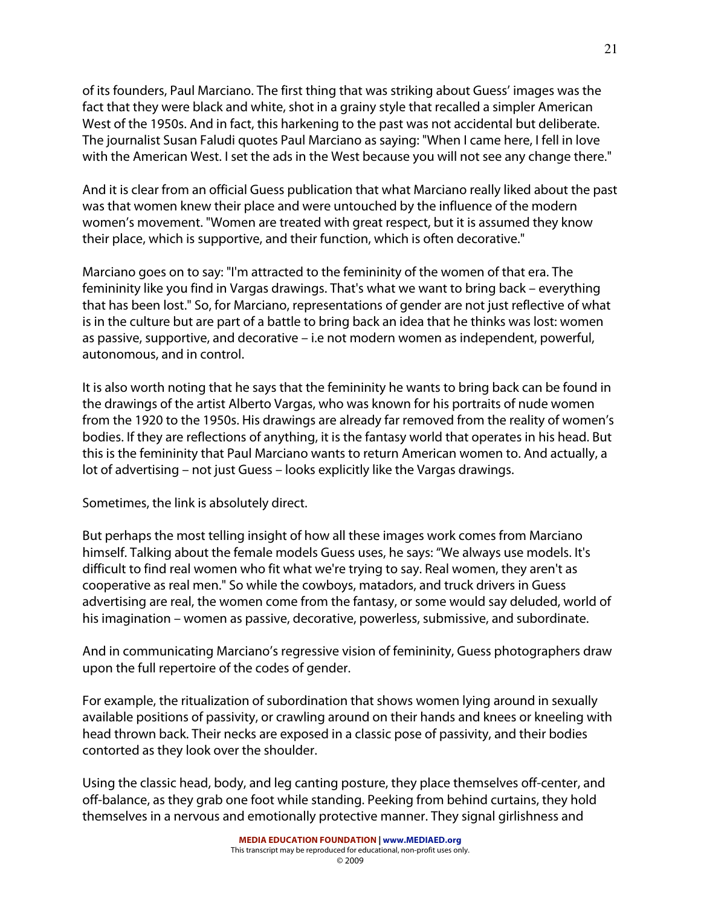of its founders, Paul Marciano. The first thing that was striking about Guess' images was the fact that they were black and white, shot in a grainy style that recalled a simpler American West of the 1950s. And in fact, this harkening to the past was not accidental but deliberate. The journalist Susan Faludi quotes Paul Marciano as saying: "When I came here, I fell in love with the American West. I set the ads in the West because you will not see any change there."

And it is clear from an official Guess publication that what Marciano really liked about the past was that women knew their place and were untouched by the influence of the modern women's movement. "Women are treated with great respect, but it is assumed they know their place, which is supportive, and their function, which is often decorative."

Marciano goes on to say: "I'm attracted to the femininity of the women of that era. The femininity like you find in Vargas drawings. That's what we want to bring back – everything that has been lost." So, for Marciano, representations of gender are not just reflective of what is in the culture but are part of a battle to bring back an idea that he thinks was lost: women as passive, supportive, and decorative – i.e not modern women as independent, powerful, autonomous, and in control.

It is also worth noting that he says that the femininity he wants to bring back can be found in the drawings of the artist Alberto Vargas, who was known for his portraits of nude women from the 1920 to the 1950s. His drawings are already far removed from the reality of women's bodies. If they are reflections of anything, it is the fantasy world that operates in his head. But this is the femininity that Paul Marciano wants to return American women to. And actually, a lot of advertising – not just Guess – looks explicitly like the Vargas drawings.

Sometimes, the link is absolutely direct.

But perhaps the most telling insight of how all these images work comes from Marciano himself. Talking about the female models Guess uses, he says: "We always use models. It's difficult to find real women who fit what we're trying to say. Real women, they aren't as cooperative as real men." So while the cowboys, matadors, and truck drivers in Guess advertising are real, the women come from the fantasy, or some would say deluded, world of his imagination – women as passive, decorative, powerless, submissive, and subordinate.

And in communicating Marciano's regressive vision of femininity, Guess photographers draw upon the full repertoire of the codes of gender.

For example, the ritualization of subordination that shows women lying around in sexually available positions of passivity, or crawling around on their hands and knees or kneeling with head thrown back. Their necks are exposed in a classic pose of passivity, and their bodies contorted as they look over the shoulder.

Using the classic head, body, and leg canting posture, they place themselves off-center, and off-balance, as they grab one foot while standing. Peeking from behind curtains, they hold themselves in a nervous and emotionally protective manner. They signal girlishness and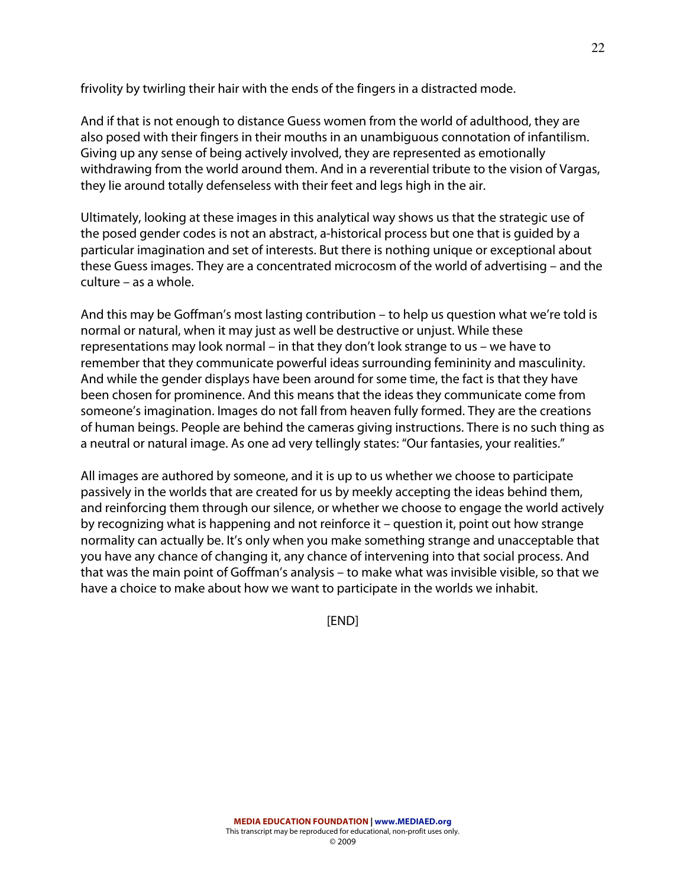frivolity by twirling their hair with the ends of the fingers in a distracted mode.

And if that is not enough to distance Guess women from the world of adulthood, they are also posed with their fingers in their mouths in an unambiguous connotation of infantilism. Giving up any sense of being actively involved, they are represented as emotionally withdrawing from the world around them. And in a reverential tribute to the vision of Vargas, they lie around totally defenseless with their feet and legs high in the air.

Ultimately, looking at these images in this analytical way shows us that the strategic use of the posed gender codes is not an abstract, a-historical process but one that is guided by a particular imagination and set of interests. But there is nothing unique or exceptional about these Guess images. They are a concentrated microcosm of the world of advertising – and the culture – as a whole.

And this may be Goffman's most lasting contribution – to help us question what we're told is normal or natural, when it may just as well be destructive or unjust. While these representations may look normal – in that they don't look strange to us – we have to remember that they communicate powerful ideas surrounding femininity and masculinity. And while the gender displays have been around for some time, the fact is that they have been chosen for prominence. And this means that the ideas they communicate come from someone's imagination. Images do not fall from heaven fully formed. They are the creations of human beings. People are behind the cameras giving instructions. There is no such thing as a neutral or natural image. As one ad very tellingly states: "Our fantasies, your realities."

All images are authored by someone, and it is up to us whether we choose to participate passively in the worlds that are created for us by meekly accepting the ideas behind them, and reinforcing them through our silence, or whether we choose to engage the world actively by recognizing what is happening and not reinforce it – question it, point out how strange normality can actually be. It's only when you make something strange and unacceptable that you have any chance of changing it, any chance of intervening into that social process. And that was the main point of Goffman's analysis – to make what was invisible visible, so that we have a choice to make about how we want to participate in the worlds we inhabit.

[END]